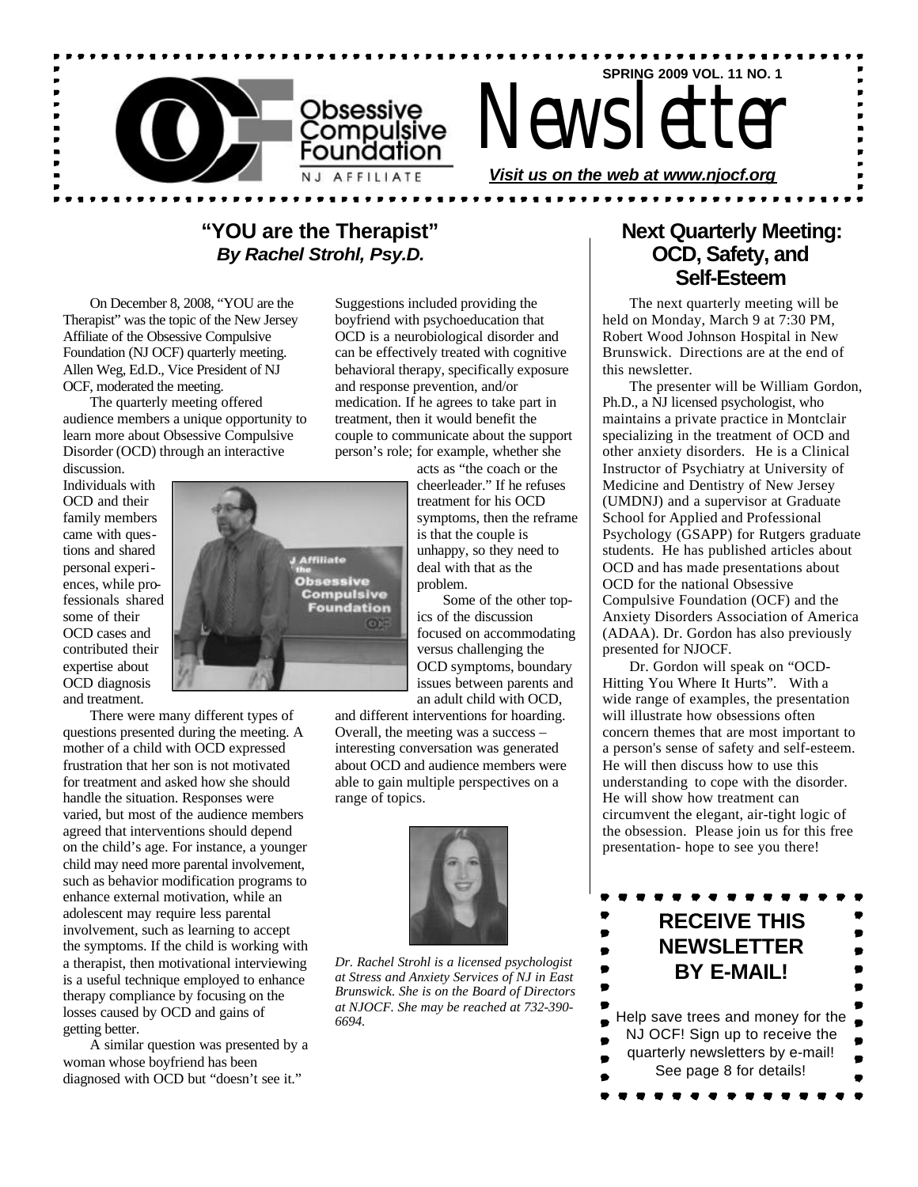# Obsessive Compulsive Foundation — NJ Affiliate

# Newsletter

**SPRING 2009 VOL. 11 NO. 1**

***Visit us on the web at www.njocf.org***

## "YOU are the Therapist"

***By Rachel Strohl, Psy.D.***

On December 8, 2008, "YOU are the Therapist" was the topic of the New Jersey Affiliate of the Obsessive Compulsive Foundation (NJ OCF) quarterly meeting. Allen Weg, Ed.D., Vice President of NJ OCF, moderated the meeting.

The quarterly meeting offered audience members a unique opportunity to learn more about Obsessive Compulsive Disorder (OCD) through an interactive discussion. Individuals with OCD and their family members came with questions and shared personal experiences, while professionals shared some of their OCD cases and contributed their expertise about OCD diagnosis and treatment.

There were many different types of questions presented during the meeting. A mother of a child with OCD expressed frustration that her son is not motivated for treatment and asked how she should handle the situation. Responses were varied, but most of the audience members agreed that interventions should depend on the child's age. For instance, a younger child may need more parental involvement, such as behavior modification programs to enhance external motivation, while an adolescent may require less parental involvement, such as learning to accept the symptoms. If the child is working with a therapist, then motivational interviewing is a useful technique employed to enhance therapy compliance by focusing on the losses caused by OCD and gains of getting better.

A similar question was presented by a woman whose boyfriend has been diagnosed with OCD but "doesn't see it." Suggestions included providing the boyfriend with psychoeducation that OCD is a neurobiological disorder and can be effectively treated with cognitive behavioral therapy, specifically exposure and response prevention, and/or medication. If he agrees to take part in treatment, then it would benefit the couple to communicate about the support person's role; for example, whether she acts as "the coach or the cheerleader." If he refuses treatment for his OCD symptoms, then the reframe is that the couple is unhappy, so they need to deal with that as the problem.

Some of the other topics of the discussion focused on accommodating versus challenging the OCD symptoms, boundary issues between parents and an adult child with OCD, and different interventions for hoarding. Overall, the meeting was a success – interesting conversation was generated about OCD and audience members were able to gain multiple perspectives on a range of topics.

*Dr. Rachel Strohl is a licensed psychologist at Stress and Anxiety Services of NJ in East Brunswick. She is on the Board of Directors at NJOCF. She may be reached at 732-390-6694.*

## Next Quarterly Meeting: OCD, Safety, and Self-Esteem

The next quarterly meeting will be held on Monday, March 9 at 7:30 PM, Robert Wood Johnson Hospital in New Brunswick. Directions are at the end of this newsletter.

The presenter will be William Gordon, Ph.D., a NJ licensed psychologist, who maintains a private practice in Montclair specializing in the treatment of OCD and other anxiety disorders. He is a Clinical Instructor of Psychiatry at University of Medicine and Dentistry of New Jersey (UMDNJ) and a supervisor at Graduate School for Applied and Professional Psychology (GSAPP) for Rutgers graduate students. He has published articles about OCD and has made presentations about OCD for the national Obsessive Compulsive Foundation (OCF) and the Anxiety Disorders Association of America (ADAA). Dr. Gordon has also previously presented for NJOCF.

Dr. Gordon will speak on "OCD-Hitting You Where It Hurts". With a wide range of examples, the presentation will illustrate how obsessions often concern themes that are most important to a person's sense of safety and self-esteem. He will then discuss how to use this understanding to cope with the disorder. He will show how treatment can circumvent the elegant, air-tight logic of the obsession. Please join us for this free presentation- hope to see you there!

### RECEIVE THIS NEWSLETTER BY E-MAIL!

Help save trees and money for the NJ OCF! Sign up to receive the quarterly newsletters by e-mail! See page 8 for details!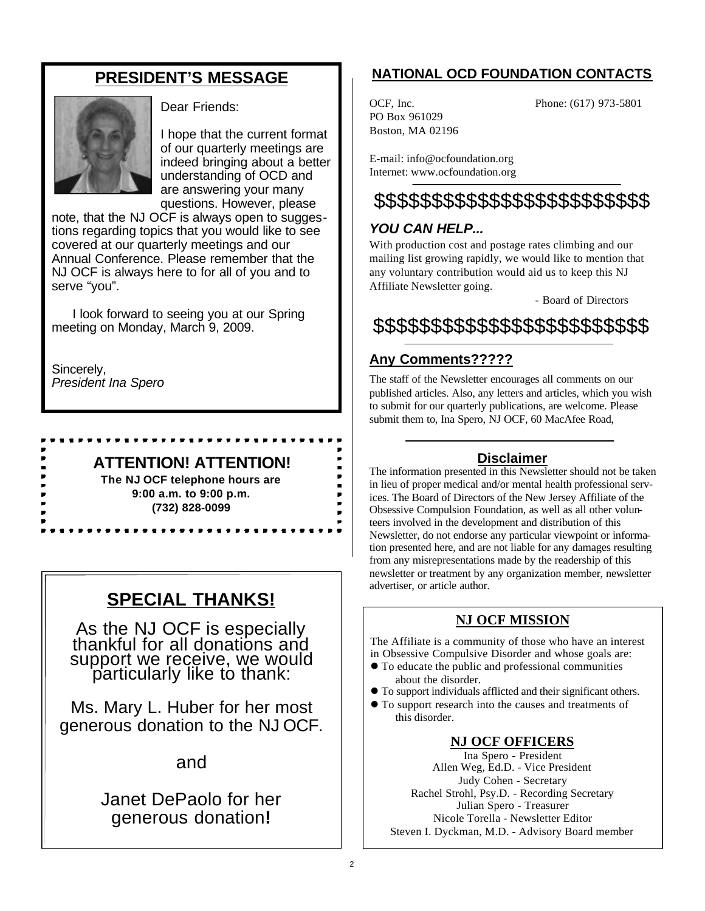## PRESIDENT'S MESSAGE

Dear Friends:

I hope that the current format of our quarterly meetings are indeed bringing about a better understanding of OCD and are answering your many questions. However, please note, that the NJ OCF is always open to suggestions regarding topics that you would like to see covered at our quarterly meetings and our Annual Conference. Please remember that the NJ OCF is always here to for all of you and to serve "you".

I look forward to seeing you at our Spring meeting on Monday, March 9, 2009.

Sincerely,
*President Ina Spero*

## ATTENTION! ATTENTION!

**The NJ OCF telephone hours are**
**9:00 a.m. to 9:00 p.m.**
**(732) 828-0099**

## SPECIAL THANKS!

As the NJ OCF is especially thankful for all donations and support we receive, we would particularly like to thank:

Ms. Mary L. Huber for her most generous donation to the NJ OCF.

and

Janet DePaolo for her generous donation**!**

## NATIONAL OCD FOUNDATION CONTACTS

OCF, Inc.
PO Box 961029
Boston, MA 02196

Phone: (617) 973-5801

E-mail: info@ocfoundation.org
Internet: www.ocfoundation.org

$$$$$$$$$$$$$$$$$$$$$$$$

### *YOU CAN HELP...*

With production cost and postage rates climbing and our mailing list growing rapidly, we would like to mention that any voluntary contribution would aid us to keep this NJ Affiliate Newsletter going.

- Board of Directors

$$$$$$$$$$$$$$$$$$$$$$$$

### Any Comments?????

The staff of the Newsletter encourages all comments on our published articles. Also, any letters and articles, which you wish to submit for our quarterly publications, are welcome. Please submit them to, Ina Spero, NJ OCF, 60 MacAfee Road,

### Disclaimer

The information presented in this Newsletter should not be taken in lieu of proper medical and/or mental health professional services. The Board of Directors of the New Jersey Affiliate of the Obsessive Compulsion Foundation, as well as all other volunteers involved in the development and distribution of this Newsletter, do not endorse any particular viewpoint or information presented here, and are not liable for any damages resulting from any misrepresentations made by the readership of this newsletter or treatment by any organization member, newsletter advertiser, or article author.

### NJ OCF MISSION

The Affiliate is a community of those who have an interest in Obsessive Compulsive Disorder and whose goals are:

- To educate the public and professional communities about the disorder.
- To support individuals afflicted and their significant others.
- To support research into the causes and treatments of this disorder.

### NJ OCF OFFICERS

Ina Spero - President
Allen Weg, Ed.D. - Vice President
Judy Cohen - Secretary
Rachel Strohl, Psy.D. - Recording Secretary
Julian Spero - Treasurer
Nicole Torella - Newsletter Editor
Steven I. Dyckman, M.D. - Advisory Board member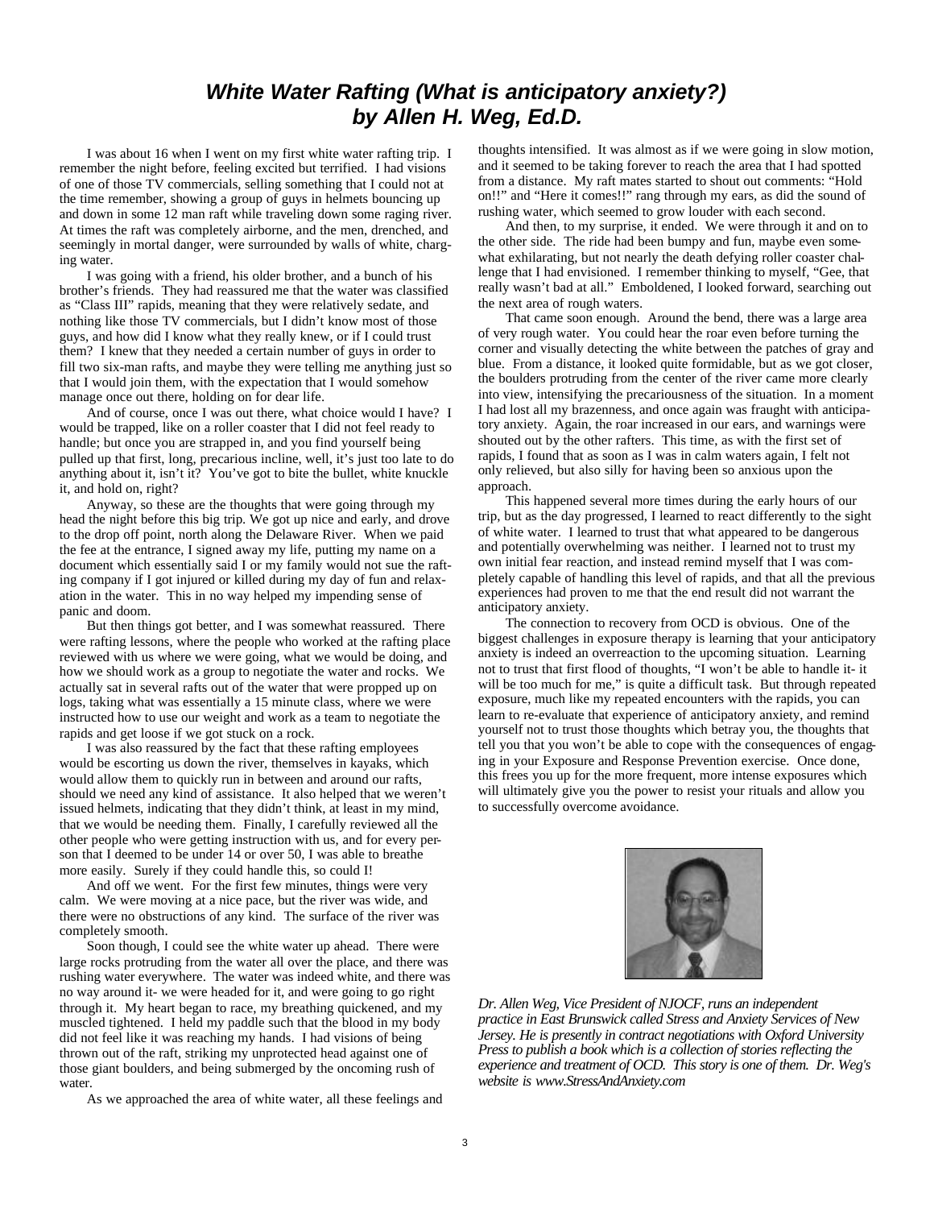# *White Water Rafting (What is anticipatory anxiety?)* *by Allen H. Weg, Ed.D.*

I was about 16 when I went on my first white water rafting trip. I remember the night before, feeling excited but terrified. I had visions of one of those TV commercials, selling something that I could not at the time remember, showing a group of guys in helmets bouncing up and down in some 12 man raft while traveling down some raging river. At times the raft was completely airborne, and the men, drenched, and seemingly in mortal danger, were surrounded by walls of white, charging water.

I was going with a friend, his older brother, and a bunch of his brother's friends. They had reassured me that the water was classified as "Class III" rapids, meaning that they were relatively sedate, and nothing like those TV commercials, but I didn't know most of those guys, and how did I know what they really knew, or if I could trust them? I knew that they needed a certain number of guys in order to fill two six-man rafts, and maybe they were telling me anything just so that I would join them, with the expectation that I would somehow manage once out there, holding on for dear life.

And of course, once I was out there, what choice would I have? I would be trapped, like on a roller coaster that I did not feel ready to handle; but once you are strapped in, and you find yourself being pulled up that first, long, precarious incline, well, it's just too late to do anything about it, isn't it? You've got to bite the bullet, white knuckle it, and hold on, right?

Anyway, so these are the thoughts that were going through my head the night before this big trip. We got up nice and early, and drove to the drop off point, north along the Delaware River. When we paid the fee at the entrance, I signed away my life, putting my name on a document which essentially said I or my family would not sue the rafting company if I got injured or killed during my day of fun and relaxation in the water. This in no way helped my impending sense of panic and doom.

But then things got better, and I was somewhat reassured. There were rafting lessons, where the people who worked at the rafting place reviewed with us where we were going, what we would be doing, and how we should work as a group to negotiate the water and rocks. We actually sat in several rafts out of the water that were propped up on logs, taking what was essentially a 15 minute class, where we were instructed how to use our weight and work as a team to negotiate the rapids and get loose if we got stuck on a rock.

I was also reassured by the fact that these rafting employees would be escorting us down the river, themselves in kayaks, which would allow them to quickly run in between and around our rafts, should we need any kind of assistance. It also helped that we weren't issued helmets, indicating that they didn't think, at least in my mind, that we would be needing them. Finally, I carefully reviewed all the other people who were getting instruction with us, and for every person that I deemed to be under 14 or over 50, I was able to breathe more easily. Surely if they could handle this, so could I!

And off we went. For the first few minutes, things were very calm. We were moving at a nice pace, but the river was wide, and there were no obstructions of any kind. The surface of the river was completely smooth.

Soon though, I could see the white water up ahead. There were large rocks protruding from the water all over the place, and there was rushing water everywhere. The water was indeed white, and there was no way around it- we were headed for it, and were going to go right through it. My heart began to race, my breathing quickened, and my muscled tightened. I held my paddle such that the blood in my body did not feel like it was reaching my hands. I had visions of being thrown out of the raft, striking my unprotected head against one of those giant boulders, and being submerged by the oncoming rush of water.

As we approached the area of white water, all these feelings and thoughts intensified. It was almost as if we were going in slow motion, and it seemed to be taking forever to reach the area that I had spotted from a distance. My raft mates started to shout out comments: "Hold on!!" and "Here it comes!!" rang through my ears, as did the sound of rushing water, which seemed to grow louder with each second.

And then, to my surprise, it ended. We were through it and on to the other side. The ride had been bumpy and fun, maybe even somewhat exhilarating, but not nearly the death defying roller coaster challenge that I had envisioned. I remember thinking to myself, "Gee, that really wasn't bad at all." Emboldened, I looked forward, searching out the next area of rough waters.

That came soon enough. Around the bend, there was a large area of very rough water. You could hear the roar even before turning the corner and visually detecting the white between the patches of gray and blue. From a distance, it looked quite formidable, but as we got closer, the boulders protruding from the center of the river came more clearly into view, intensifying the precariousness of the situation. In a moment I had lost all my brazenness, and once again was fraught with anticipatory anxiety. Again, the roar increased in our ears, and warnings were shouted out by the other rafters. This time, as with the first set of rapids, I found that as soon as I was in calm waters again, I felt not only relieved, but also silly for having been so anxious upon the approach.

This happened several more times during the early hours of our trip, but as the day progressed, I learned to react differently to the sight of white water. I learned to trust that what appeared to be dangerous and potentially overwhelming was neither. I learned not to trust my own initial fear reaction, and instead remind myself that I was completely capable of handling this level of rapids, and that all the previous experiences had proven to me that the end result did not warrant the anticipatory anxiety.

The connection to recovery from OCD is obvious. One of the biggest challenges in exposure therapy is learning that your anticipatory anxiety is indeed an overreaction to the upcoming situation. Learning not to trust that first flood of thoughts, "I won't be able to handle it- it will be too much for me," is quite a difficult task. But through repeated exposure, much like my repeated encounters with the rapids, you can learn to re-evaluate that experience of anticipatory anxiety, and remind yourself not to trust those thoughts which betray you, the thoughts that tell you that you won't be able to cope with the consequences of engaging in your Exposure and Response Prevention exercise. Once done, this frees you up for the more frequent, more intense exposures which will ultimately give you the power to resist your rituals and allow you to successfully overcome avoidance.

*Dr. Allen Weg, Vice President of NJOCF, runs an independent practice in East Brunswick called Stress and Anxiety Services of New Jersey. He is presently in contract negotiations with Oxford University Press to publish a book which is a collection of stories reflecting the experience and treatment of OCD. This story is one of them. Dr. Weg's website is www.StressAndAnxiety.com*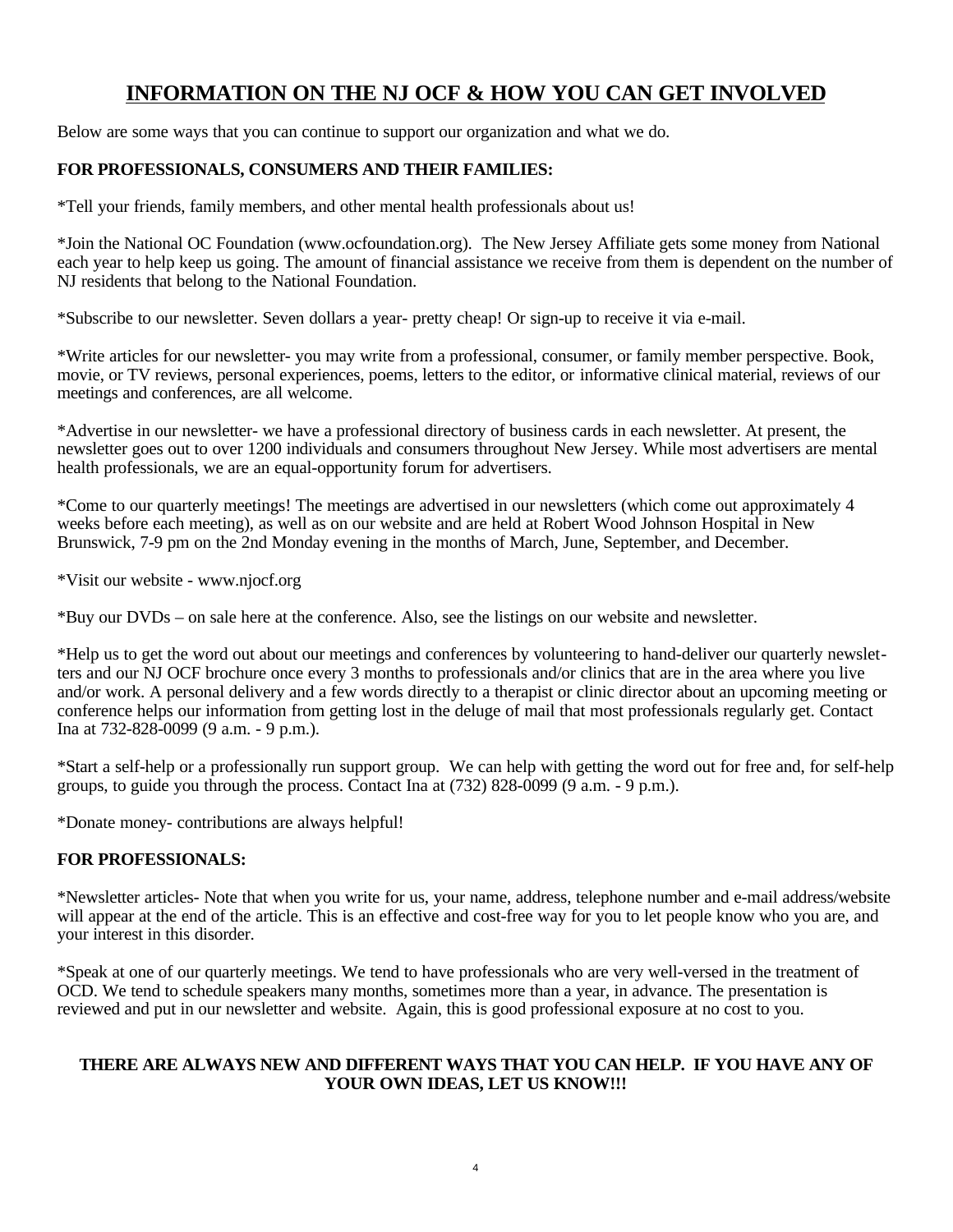# INFORMATION ON THE NJ OCF & HOW YOU CAN GET INVOLVED

Below are some ways that you can continue to support our organization and what we do.

**FOR PROFESSIONALS, CONSUMERS AND THEIR FAMILIES:**

*Tell your friends, family members, and other mental health professionals about us!

*Join the National OC Foundation (www.ocfoundation.org). The New Jersey Affiliate gets some money from National each year to help keep us going. The amount of financial assistance we receive from them is dependent on the number of NJ residents that belong to the National Foundation.

*Subscribe to our newsletter. Seven dollars a year- pretty cheap! Or sign-up to receive it via e-mail.

*Write articles for our newsletter- you may write from a professional, consumer, or family member perspective. Book, movie, or TV reviews, personal experiences, poems, letters to the editor, or informative clinical material, reviews of our meetings and conferences, are all welcome.

*Advertise in our newsletter- we have a professional directory of business cards in each newsletter. At present, the newsletter goes out to over 1200 individuals and consumers throughout New Jersey. While most advertisers are mental health professionals, we are an equal-opportunity forum for advertisers.

*Come to our quarterly meetings! The meetings are advertised in our newsletters (which come out approximately 4 weeks before each meeting), as well as on our website and are held at Robert Wood Johnson Hospital in New Brunswick, 7-9 pm on the 2nd Monday evening in the months of March, June, September, and December.

*Visit our website - www.njocf.org

*Buy our DVDs – on sale here at the conference. Also, see the listings on our website and newsletter.

*Help us to get the word out about our meetings and conferences by volunteering to hand-deliver our quarterly newsletters and our NJ OCF brochure once every 3 months to professionals and/or clinics that are in the area where you live and/or work. A personal delivery and a few words directly to a therapist or clinic director about an upcoming meeting or conference helps our information from getting lost in the deluge of mail that most professionals regularly get. Contact Ina at 732-828-0099 (9 a.m. - 9 p.m.).

*Start a self-help or a professionally run support group. We can help with getting the word out for free and, for self-help groups, to guide you through the process. Contact Ina at (732) 828-0099 (9 a.m. - 9 p.m.).

*Donate money- contributions are always helpful!

**FOR PROFESSIONALS:**

*Newsletter articles- Note that when you write for us, your name, address, telephone number and e-mail address/website will appear at the end of the article. This is an effective and cost-free way for you to let people know who you are, and your interest in this disorder.

*Speak at one of our quarterly meetings. We tend to have professionals who are very well-versed in the treatment of OCD. We tend to schedule speakers many months, sometimes more than a year, in advance. The presentation is reviewed and put in our newsletter and website. Again, this is good professional exposure at no cost to you.

**THERE ARE ALWAYS NEW AND DIFFERENT WAYS THAT YOU CAN HELP. IF YOU HAVE ANY OF YOUR OWN IDEAS, LET US KNOW!!!**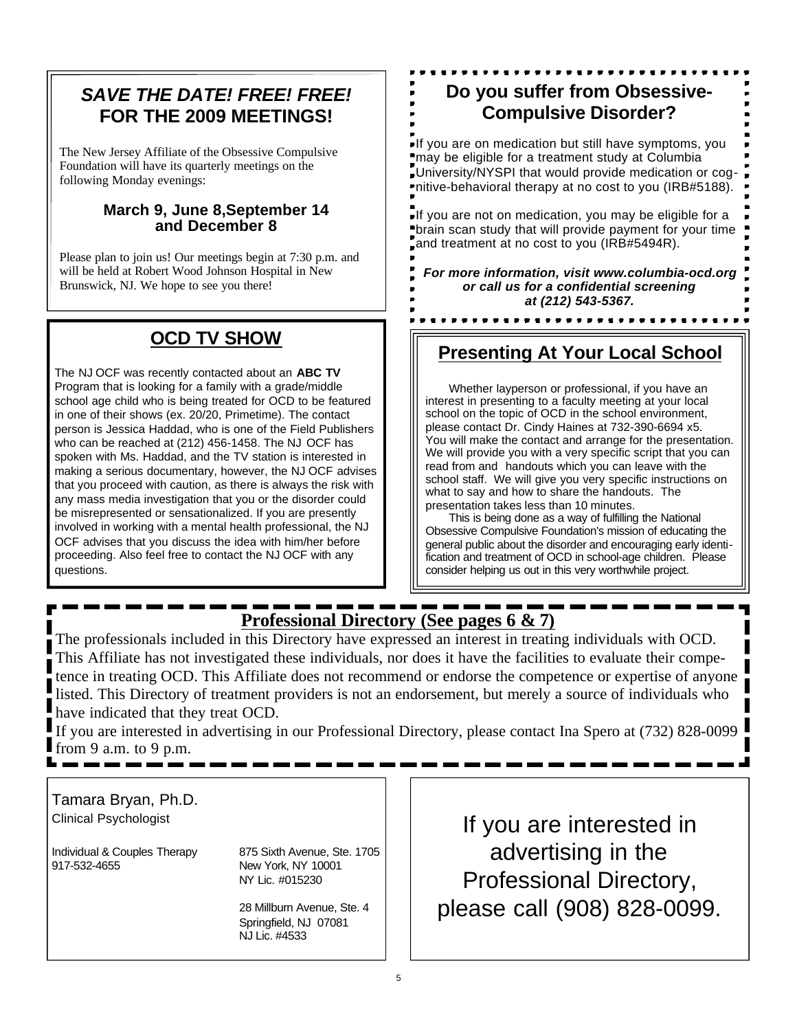## *SAVE THE DATE! FREE! FREE!* FOR THE 2009 MEETINGS!

The New Jersey Affiliate of the Obsessive Compulsive Foundation will have its quarterly meetings on the following Monday evenings:

**March 9, June 8,September 14 and December 8**

Please plan to join us! Our meetings begin at 7:30 p.m. and will be held at Robert Wood Johnson Hospital in New Brunswick, NJ. We hope to see you there!

## OCD TV SHOW

The NJ OCF was recently contacted about an **ABC TV** Program that is looking for a family with a grade/middle school age child who is being treated for OCD to be featured in one of their shows (ex. 20/20, Primetime). The contact person is Jessica Haddad, who is one of the Field Publishers who can be reached at (212) 456-1458. The NJ OCF has spoken with Ms. Haddad, and the TV station is interested in making a serious documentary, however, the NJ OCF advises that you proceed with caution, as there is always the risk with any mass media investigation that you or the disorder could be misrepresented or sensationalized. If you are presently involved in working with a mental health professional, the NJ OCF advises that you discuss the idea with him/her before proceeding. Also feel free to contact the NJ OCF with any questions.

## Do you suffer from Obsessive-Compulsive Disorder?

If you are on medication but still have symptoms, you may be eligible for a treatment study at Columbia University/NYSPI that would provide medication or cognitive-behavioral therapy at no cost to you (IRB#5188).

If you are not on medication, you may be eligible for a brain scan study that will provide payment for your time and treatment at no cost to you (IRB#5494R).

***For more information, visit www.columbia-ocd.org or call us for a confidential screening at (212) 543-5367.***

## Presenting At Your Local School

Whether layperson or professional, if you have an interest in presenting to a faculty meeting at your local school on the topic of OCD in the school environment, please contact Dr. Cindy Haines at 732-390-6694 x5. You will make the contact and arrange for the presentation. We will provide you with a very specific script that you can read from and handouts which you can leave with the school staff. We will give you very specific instructions on what to say and how to share the handouts. The presentation takes less than 10 minutes.

This is being done as a way of fulfilling the National Obsessive Compulsive Foundation's mission of educating the general public about the disorder and encouraging early identification and treatment of OCD in school-age children. Please consider helping us out in this very worthwhile project.

## Professional Directory (See pages 6 & 7)

The professionals included in this Directory have expressed an interest in treating individuals with OCD. This Affiliate has not investigated these individuals, nor does it have the facilities to evaluate their competence in treating OCD. This Affiliate does not recommend or endorse the competence or expertise of anyone listed. This Directory of treatment providers is not an endorsement, but merely a source of individuals who have indicated that they treat OCD.

If you are interested in advertising in our Professional Directory, please contact Ina Spero at (732) 828-0099 from 9 a.m. to 9 p.m.

Tamara Bryan, Ph.D.
Clinical Psychologist

Individual & Couples Therapy
917-532-4655

875 Sixth Avenue, Ste. 1705
New York, NY 10001
NY Lic. #015230

28 Millburn Avenue, Ste. 4
Springfield, NJ 07081
NJ Lic. #4533

If you are interested in advertising in the Professional Directory, please call (908) 828-0099.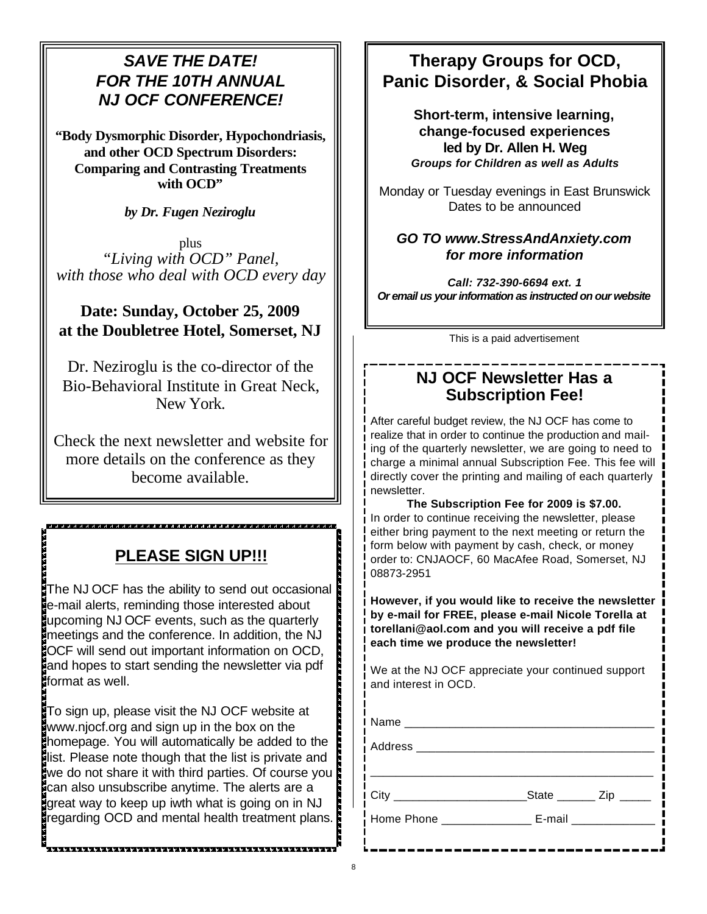## *SAVE THE DATE! FOR THE 10TH ANNUAL NJ OCF CONFERENCE!*

**"Body Dysmorphic Disorder, Hypochondriasis, and other OCD Spectrum Disorders: Comparing and Contrasting Treatments with OCD"**

***by Dr. Fugen Neziroglu***

plus
*"Living with OCD" Panel, with those who deal with OCD every day*

**Date: Sunday, October 25, 2009 at the Doubletree Hotel, Somerset, NJ**

Dr. Neziroglu is the co-director of the Bio-Behavioral Institute in Great Neck, New York.

Check the next newsletter and website for more details on the conference as they become available.

## PLEASE SIGN UP!!!

The NJ OCF has the ability to send out occasional e-mail alerts, reminding those interested about upcoming NJ OCF events, such as the quarterly meetings and the conference. In addition, the NJ OCF will send out important information on OCD, and hopes to start sending the newsletter via pdf format as well.

To sign up, please visit the NJ OCF website at www.njocf.org and sign up in the box on the homepage. You will automatically be added to the list. Please note though that the list is private and we do not share it with third parties. Of course you can also unsubscribe anytime. The alerts are a great way to keep up iwth what is going on in NJ regarding OCD and mental health treatment plans.

## Therapy Groups for OCD, Panic Disorder, & Social Phobia

**Short-term, intensive learning, change-focused experiences led by Dr. Allen H. Weg**
***Groups for Children as well as Adults***

Monday or Tuesday evenings in East Brunswick
Dates to be announced

***GO TO www.StressAndAnxiety.com for more information***

***Call: 732-390-6694 ext. 1***
***Or email us your information as instructed on our website***

This is a paid advertisement

## NJ OCF Newsletter Has a Subscription Fee!

After careful budget review, the NJ OCF has come to realize that in order to continue the production and mailing of the quarterly newsletter, we are going to need to charge a minimal annual Subscription Fee. This fee will directly cover the printing and mailing of each quarterly newsletter.

**The Subscription Fee for 2009 is $7.00.**

In order to continue receiving the newsletter, please either bring payment to the next meeting or return the form below with payment by cash, check, or money order to: CNJAOCF, 60 MacAfee Road, Somerset, NJ 08873-2951

**However, if you would like to receive the newsletter by e-mail for FREE, please e-mail Nicole Torella at torellani@aol.com and you will receive a pdf file each time we produce the newsletter!**

We at the NJ OCF appreciate your continued support and interest in OCD.

Name ______________________________________

Address ____________________________________

___________________________________________

City ____________________State ______ Zip _____

Home Phone _____________ E-mail _____________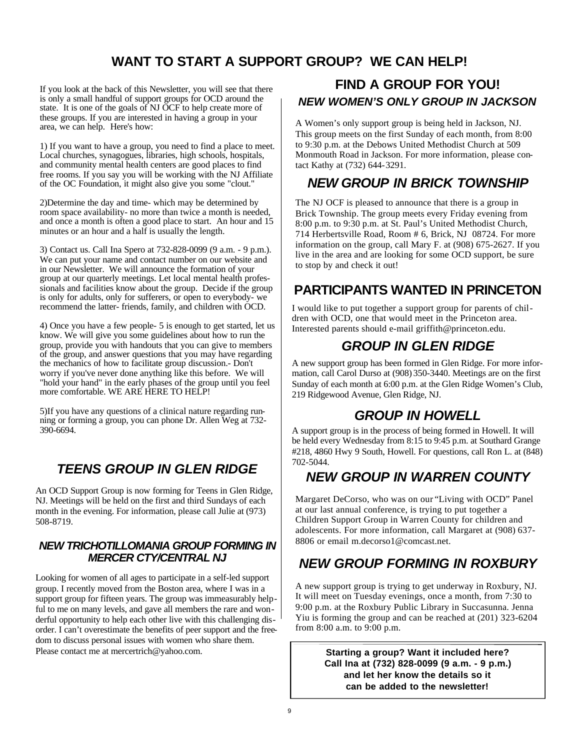# WANT TO START A SUPPORT GROUP? WE CAN HELP!

If you look at the back of this Newsletter, you will see that there is only a small handful of support groups for OCD around the state. It is one of the goals of NJ OCF to help create more of these groups. If you are interested in having a group in your area, we can help. Here's how:

1) If you want to have a group, you need to find a place to meet. Local churches, synagogues, libraries, high schools, hospitals, and community mental health centers are good places to find free rooms. If you say you will be working with the NJ Affiliate of the OC Foundation, it might also give you some "clout."

2)Determine the day and time- which may be determined by room space availability- no more than twice a month is needed, and once a month is often a good place to start. An hour and 15 minutes or an hour and a half is usually the length.

3) Contact us. Call Ina Spero at 732-828-0099 (9 a.m. - 9 p.m.). We can put your name and contact number on our website and in our Newsletter. We will announce the formation of your group at our quarterly meetings. Let local mental health professionals and facilities know about the group. Decide if the group is only for adults, only for sufferers, or open to everybody- we recommend the latter- friends, family, and children with OCD.

4) Once you have a few people- 5 is enough to get started, let us know. We will give you some guidelines about how to run the group, provide you with handouts that you can give to members of the group, and answer questions that you may have regarding the mechanics of how to facilitate group discussion.- Don't worry if you've never done anything like this before. We will "hold your hand" in the early phases of the group until you feel more comfortable. WE ARE HERE TO HELP!

5)If you have any questions of a clinical nature regarding running or forming a group, you can phone Dr. Allen Weg at 732-390-6694.

## *TEENS GROUP IN GLEN RIDGE*

An OCD Support Group is now forming for Teens in Glen Ridge, NJ. Meetings will be held on the first and third Sundays of each month in the evening. For information, please call Julie at (973) 508-8719.

### *NEW TRICHOTILLOMANIA GROUP FORMING IN MERCER CTY/CENTRAL NJ*

Looking for women of all ages to participate in a self-led support group. I recently moved from the Boston area, where I was in a support group for fifteen years. The group was immeasurably helpful to me on many levels, and gave all members the rare and wonderful opportunity to help each other live with this challenging disorder. I can't overestimate the benefits of peer support and the freedom to discuss personal issues with women who share them. Please contact me at mercertrich@yahoo.com.

# FIND A GROUP FOR YOU!

### *NEW WOMEN'S ONLY GROUP IN JACKSON*

A Women's only support group is being held in Jackson, NJ. This group meets on the first Sunday of each month, from 8:00 to 9:30 p.m. at the Debows United Methodist Church at 509 Monmouth Road in Jackson. For more information, please contact Kathy at (732) 644-3291.

## *NEW GROUP IN BRICK TOWNSHIP*

The NJ OCF is pleased to announce that there is a group in Brick Township. The group meets every Friday evening from 8:00 p.m. to 9:30 p.m. at St. Paul's United Methodist Church, 714 Herbertsville Road, Room # 6, Brick, NJ 08724. For more information on the group, call Mary F. at (908) 675-2627. If you live in the area and are looking for some OCD support, be sure to stop by and check it out!

## PARTICIPANTS WANTED IN PRINCETON

I would like to put together a support group for parents of children with OCD, one that would meet in the Princeton area. Interested parents should e-mail griffith@princeton.edu.

## *GROUP IN GLEN RIDGE*

A new support group has been formed in Glen Ridge. For more information, call Carol Durso at (908) 350-3440. Meetings are on the first Sunday of each month at 6:00 p.m. at the Glen Ridge Women's Club, 219 Ridgewood Avenue, Glen Ridge, NJ.

## *GROUP IN HOWELL*

A support group is in the process of being formed in Howell. It will be held every Wednesday from 8:15 to 9:45 p.m. at Southard Grange #218, 4860 Hwy 9 South, Howell. For questions, call Ron L. at (848) 702-5044.

## *NEW GROUP IN WARREN COUNTY*

Margaret DeCorso, who was on our "Living with OCD" Panel at our last annual conference, is trying to put together a Children Support Group in Warren County for children and adolescents. For more information, call Margaret at (908) 637-8806 or email m.decorso1@comcast.net.

## *NEW GROUP FORMING IN ROXBURY*

A new support group is trying to get underway in Roxbury, NJ. It will meet on Tuesday evenings, once a month, from 7:30 to 9:00 p.m. at the Roxbury Public Library in Succasunna. Jenna Yiu is forming the group and can be reached at (201) 323-6204 from 8:00 a.m. to 9:00 p.m.

**Starting a group? Want it included here? Call Ina at (732) 828-0099 (9 a.m. - 9 p.m.) and let her know the details so it can be added to the newsletter!**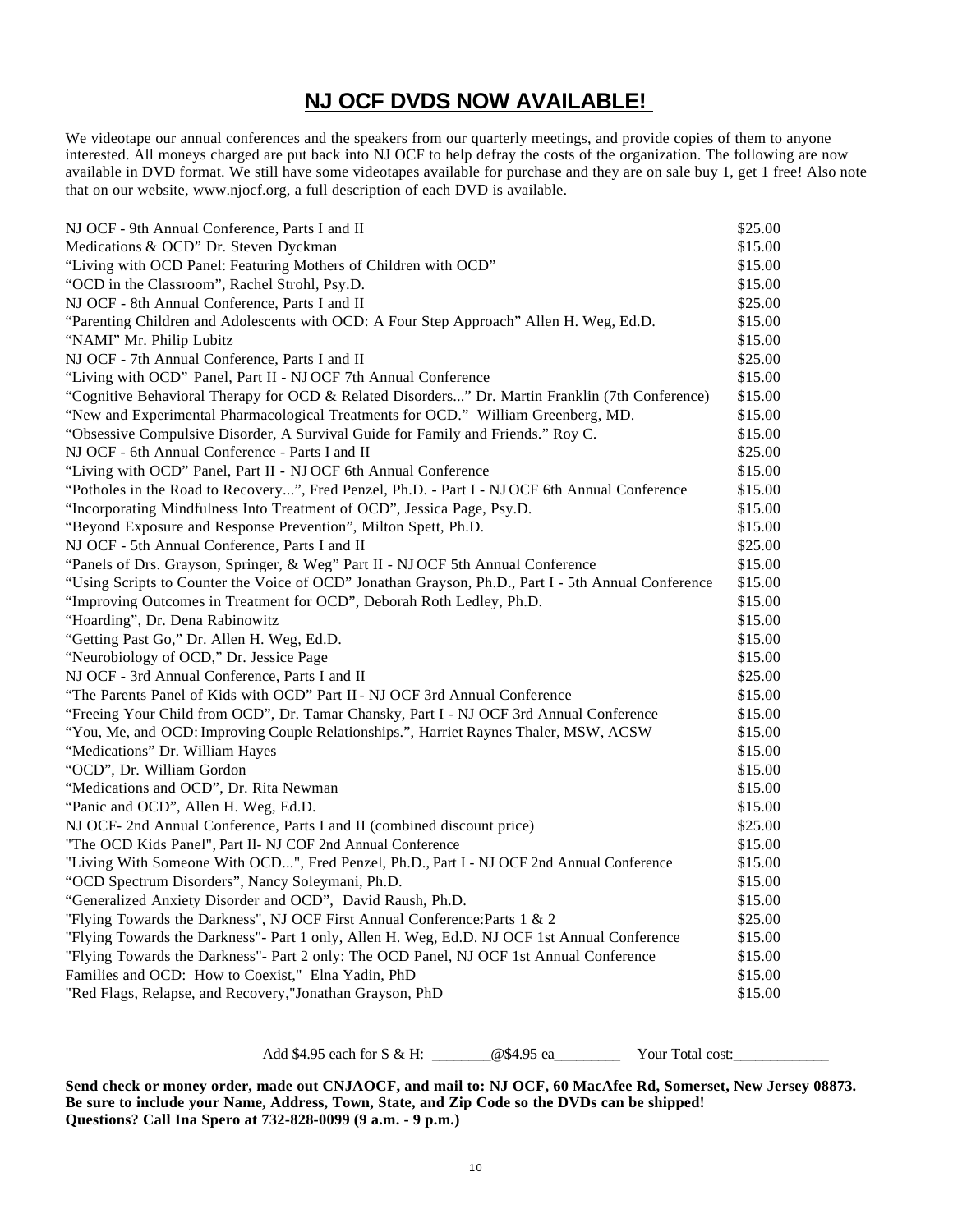# NJ OCF DVDS NOW AVAILABLE!

We videotape our annual conferences and the speakers from our quarterly meetings, and provide copies of them to anyone interested. All moneys charged are put back into NJ OCF to help defray the costs of the organization. The following are now available in DVD format. We still have some videotapes available for purchase and they are on sale buy 1, get 1 free! Also note that on our website, www.njocf.org, a full description of each DVD is available.

| Title | Price |
|---|---|
| NJ OCF - 9th Annual Conference, Parts I and II | $25.00 |
| Medications & OCD" Dr. Steven Dyckman | $15.00 |
| "Living with OCD Panel: Featuring Mothers of Children with OCD" | $15.00 |
| "OCD in the Classroom", Rachel Strohl, Psy.D. | $15.00 |
| NJ OCF - 8th Annual Conference, Parts I and II | $25.00 |
| "Parenting Children and Adolescents with OCD: A Four Step Approach" Allen H. Weg, Ed.D. | $15.00 |
| "NAMI" Mr. Philip Lubitz | $15.00 |
| NJ OCF - 7th Annual Conference, Parts I and II | $25.00 |
| "Living with OCD" Panel, Part II - NJ OCF 7th Annual Conference | $15.00 |
| "Cognitive Behavioral Therapy for OCD & Related Disorders..." Dr. Martin Franklin (7th Conference) | $15.00 |
| "New and Experimental Pharmacological Treatments for OCD." William Greenberg, MD. | $15.00 |
| "Obsessive Compulsive Disorder, A Survival Guide for Family and Friends." Roy C. | $15.00 |
| NJ OCF - 6th Annual Conference - Parts I and II | $25.00 |
| "Living with OCD" Panel, Part II - NJ OCF 6th Annual Conference | $15.00 |
| "Potholes in the Road to Recovery...", Fred Penzel, Ph.D. - Part I - NJ OCF 6th Annual Conference | $15.00 |
| "Incorporating Mindfulness Into Treatment of OCD", Jessica Page, Psy.D. | $15.00 |
| "Beyond Exposure and Response Prevention", Milton Spett, Ph.D. | $15.00 |
| NJ OCF - 5th Annual Conference, Parts I and II | $25.00 |
| "Panels of Drs. Grayson, Springer, & Weg" Part II - NJ OCF 5th Annual Conference | $15.00 |
| "Using Scripts to Counter the Voice of OCD" Jonathan Grayson, Ph.D., Part I - 5th Annual Conference | $15.00 |
| "Improving Outcomes in Treatment for OCD", Deborah Roth Ledley, Ph.D. | $15.00 |
| "Hoarding", Dr. Dena Rabinowitz | $15.00 |
| "Getting Past Go," Dr. Allen H. Weg, Ed.D. | $15.00 |
| "Neurobiology of OCD," Dr. Jessice Page | $15.00 |
| NJ OCF - 3rd Annual Conference, Parts I and II | $25.00 |
| "The Parents Panel of Kids with OCD" Part II - NJ OCF 3rd Annual Conference | $15.00 |
| "Freeing Your Child from OCD", Dr. Tamar Chansky, Part I - NJ OCF 3rd Annual Conference | $15.00 |
| "You, Me, and OCD: Improving Couple Relationships.", Harriet Raynes Thaler, MSW, ACSW | $15.00 |
| "Medications" Dr. William Hayes | $15.00 |
| "OCD", Dr. William Gordon | $15.00 |
| "Medications and OCD", Dr. Rita Newman | $15.00 |
| "Panic and OCD", Allen H. Weg, Ed.D. | $15.00 |
| NJ OCF- 2nd Annual Conference, Parts I and II (combined discount price) | $25.00 |
| "The OCD Kids Panel", Part II- NJ COF 2nd Annual Conference | $15.00 |
| "Living With Someone With OCD...", Fred Penzel, Ph.D., Part I - NJ OCF 2nd Annual Conference | $15.00 |
| "OCD Spectrum Disorders", Nancy Soleymani, Ph.D. | $15.00 |
| "Generalized Anxiety Disorder and OCD", David Raush, Ph.D. | $15.00 |
| "Flying Towards the Darkness", NJ OCF First Annual Conference:Parts 1 & 2 | $25.00 |
| "Flying Towards the Darkness"- Part 1 only, Allen H. Weg, Ed.D. NJ OCF 1st Annual Conference | $15.00 |
| "Flying Towards the Darkness"- Part 2 only: The OCD Panel, NJ OCF 1st Annual Conference | $15.00 |
| Families and OCD: How to Coexist," Elna Yadin, PhD | $15.00 |
| "Red Flags, Relapse, and Recovery,"Jonathan Grayson, PhD | $15.00 |

Add $4.95 each for S & H: ________@$4.95 ea_________ Your Total cost:_____________

**Send check or money order, made out CNJAOCF, and mail to: NJ OCF, 60 MacAfee Rd, Somerset, New Jersey 08873. Be sure to include your Name, Address, Town, State, and Zip Code so the DVDs can be shipped! Questions? Call Ina Spero at 732-828-0099 (9 a.m. - 9 p.m.)**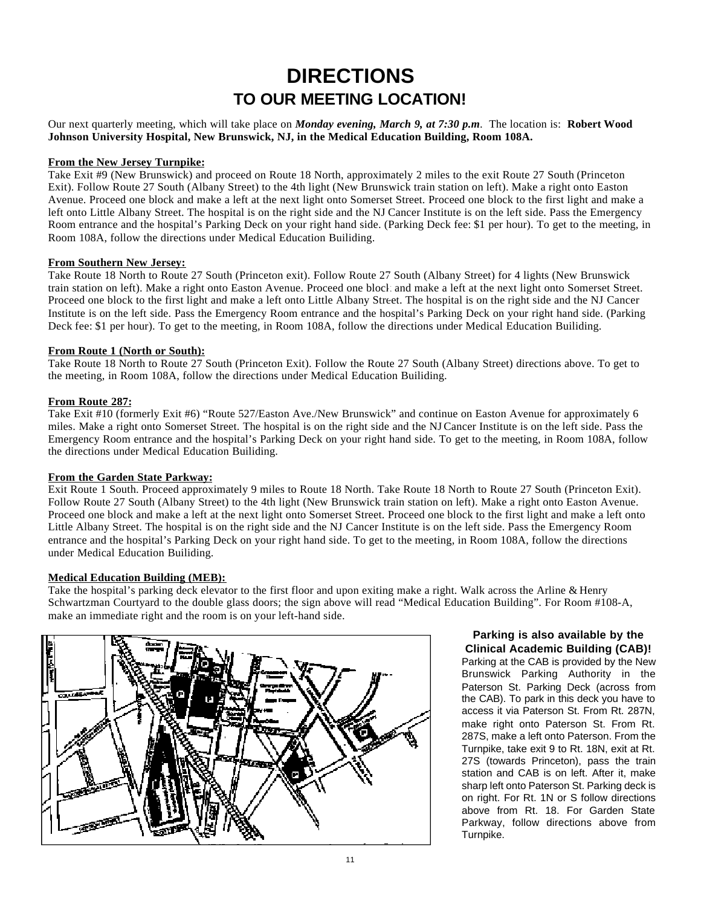# DIRECTIONS

## TO OUR MEETING LOCATION!

Our next quarterly meeting, which will take place on ***Monday evening, March 9, at 7:30 p.m***. The location is: **Robert Wood Johnson University Hospital, New Brunswick, NJ, in the Medical Education Building, Room 108A.**

**From the New Jersey Turnpike:**

Take Exit #9 (New Brunswick) and proceed on Route 18 North, approximately 2 miles to the exit Route 27 South (Princeton Exit). Follow Route 27 South (Albany Street) to the 4th light (New Brunswick train station on left). Make a right onto Easton Avenue. Proceed one block and make a left at the next light onto Somerset Street. Proceed one block to the first light and make a left onto Little Albany Street. The hospital is on the right side and the NJ Cancer Institute is on the left side. Pass the Emergency Room entrance and the hospital's Parking Deck on your right hand side. (Parking Deck fee: $1 per hour). To get to the meeting, in Room 108A, follow the directions under Medical Education Builiding.

**From Southern New Jersey:**

Take Route 18 North to Route 27 South (Princeton exit). Follow Route 27 South (Albany Street) for 4 lights (New Brunswick train station on left). Make a right onto Easton Avenue. Proceed one block and make a left at the next light onto Somerset Street. Proceed one block to the first light and make a left onto Little Albany Street. The hospital is on the right side and the NJ Cancer Institute is on the left side. Pass the Emergency Room entrance and the hospital's Parking Deck on your right hand side. (Parking Deck fee: $1 per hour). To get to the meeting, in Room 108A, follow the directions under Medical Education Builiding.

**From Route 1 (North or South):**

Take Route 18 North to Route 27 South (Princeton Exit). Follow the Route 27 South (Albany Street) directions above. To get to the meeting, in Room 108A, follow the directions under Medical Education Builiding.

**From Route 287:**

Take Exit #10 (formerly Exit #6) "Route 527/Easton Ave./New Brunswick" and continue on Easton Avenue for approximately 6 miles. Make a right onto Somerset Street. The hospital is on the right side and the NJ Cancer Institute is on the left side. Pass the Emergency Room entrance and the hospital's Parking Deck on your right hand side. To get to the meeting, in Room 108A, follow the directions under Medical Education Builiding.

**From the Garden State Parkway:**

Exit Route 1 South. Proceed approximately 9 miles to Route 18 North. Take Route 18 North to Route 27 South (Princeton Exit). Follow Route 27 South (Albany Street) to the 4th light (New Brunswick train station on left). Make a right onto Easton Avenue. Proceed one block and make a left at the next light onto Somerset Street. Proceed one block to the first light and make a left onto Little Albany Street. The hospital is on the right side and the NJ Cancer Institute is on the left side. Pass the Emergency Room entrance and the hospital's Parking Deck on your right hand side. To get to the meeting, in Room 108A, follow the directions under Medical Education Builiding.

**Medical Education Building (MEB):**

Take the hospital's parking deck elevator to the first floor and upon exiting make a right. Walk across the Arline & Henry Schwartzman Courtyard to the double glass doors; the sign above will read "Medical Education Building". For Room #108-A, make an immediate right and the room is on your left-hand side.

**Parking is also available by the Clinical Academic Building (CAB)!**

Parking at the CAB is provided by the New Brunswick Parking Authority in the Paterson St. Parking Deck (across from the CAB). To park in this deck you have to access it via Paterson St. From Rt. 287N, make right onto Paterson St. From Rt. 287S, make a left onto Paterson. From the Turnpike, take exit 9 to Rt. 18N, exit at Rt. 27S (towards Princeton), pass the train station and CAB is on left. After it, make sharp left onto Paterson St. Parking deck is on right. For Rt. 1N or S follow directions above from Rt. 18. For Garden State Parkway, follow directions above from Turnpike.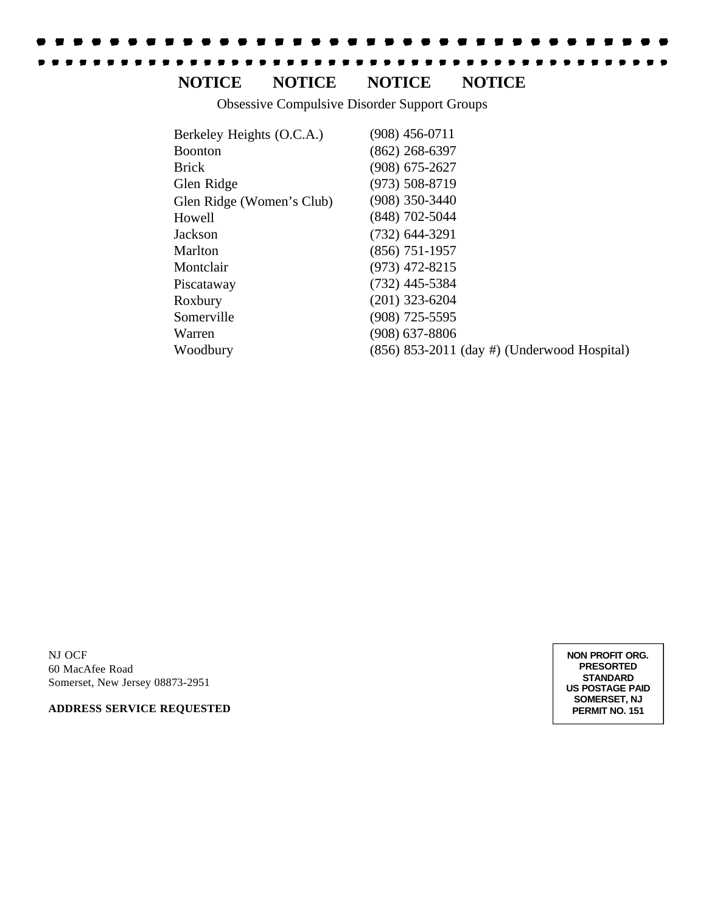**NOTICE NOTICE NOTICE NOTICE**

Obsessive Compulsive Disorder Support Groups

| | |
|---|---|
| Berkeley Heights (O.C.A.) | (908) 456-0711 |
| Boonton | (862) 268-6397 |
| Brick | (908) 675-2627 |
| Glen Ridge | (973) 508-8719 |
| Glen Ridge (Women's Club) | (908) 350-3440 |
| Howell | (848) 702-5044 |
| Jackson | (732) 644-3291 |
| Marlton | (856) 751-1957 |
| Montclair | (973) 472-8215 |
| Piscataway | (732) 445-5384 |
| Roxbury | (201) 323-6204 |
| Somerville | (908) 725-5595 |
| Warren | (908) 637-8806 |
| Woodbury | (856) 853-2011 (day #) (Underwood Hospital) |

NJ OCF
60 MacAfee Road
Somerset, New Jersey 08873-2951

**ADDRESS SERVICE REQUESTED**

**NON PROFIT ORG.
PRESORTED
STANDARD
US POSTAGE PAID
SOMERSET, NJ
PERMIT NO. 151**